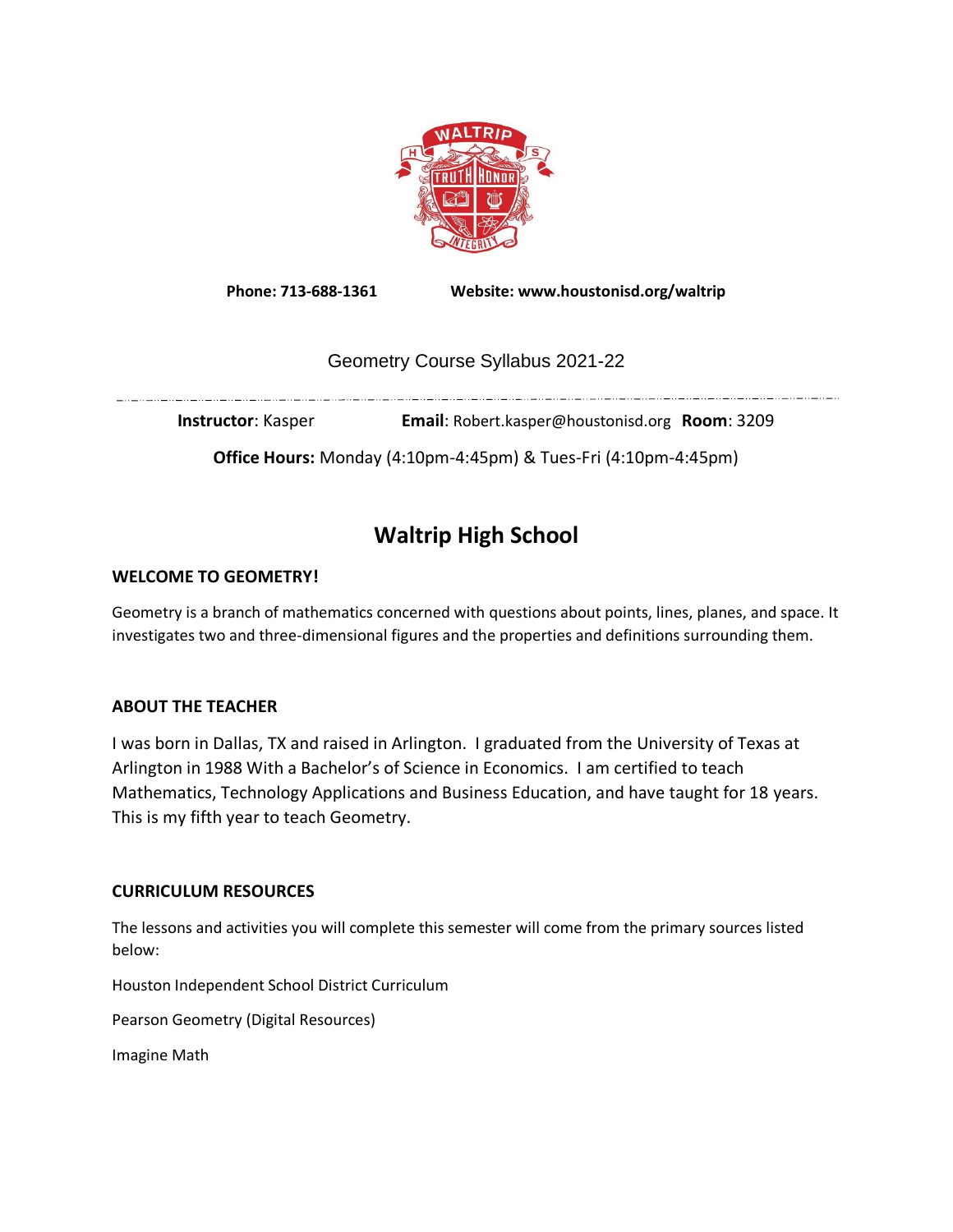**Phone: 713-688-1361** **Website: www.houstonisd.org/waltrip**

Geometry Course Syllabus 2021-22

**Instructor**: Kasper **Email**: Robert.kasper@houstonisd.org **Room**: 3209

**Office Hours:** Monday (4:10pm-4:45pm) & Tues-Fri (4:10pm-4:45pm)

# Waltrip High School

## WELCOME TO GEOMETRY!

Geometry is a branch of mathematics concerned with questions about points, lines, planes, and space. It investigates two and three-dimensional figures and the properties and definitions surrounding them.

## ABOUT THE TEACHER

I was born in Dallas, TX and raised in Arlington. I graduated from the University of Texas at Arlington in 1988 With a Bachelor's of Science in Economics. I am certified to teach Mathematics, Technology Applications and Business Education, and have taught for 18 years. This is my fifth year to teach Geometry.

## CURRICULUM RESOURCES

The lessons and activities you will complete this semester will come from the primary sources listed below:

Houston Independent School District Curriculum

Pearson Geometry (Digital Resources)

Imagine Math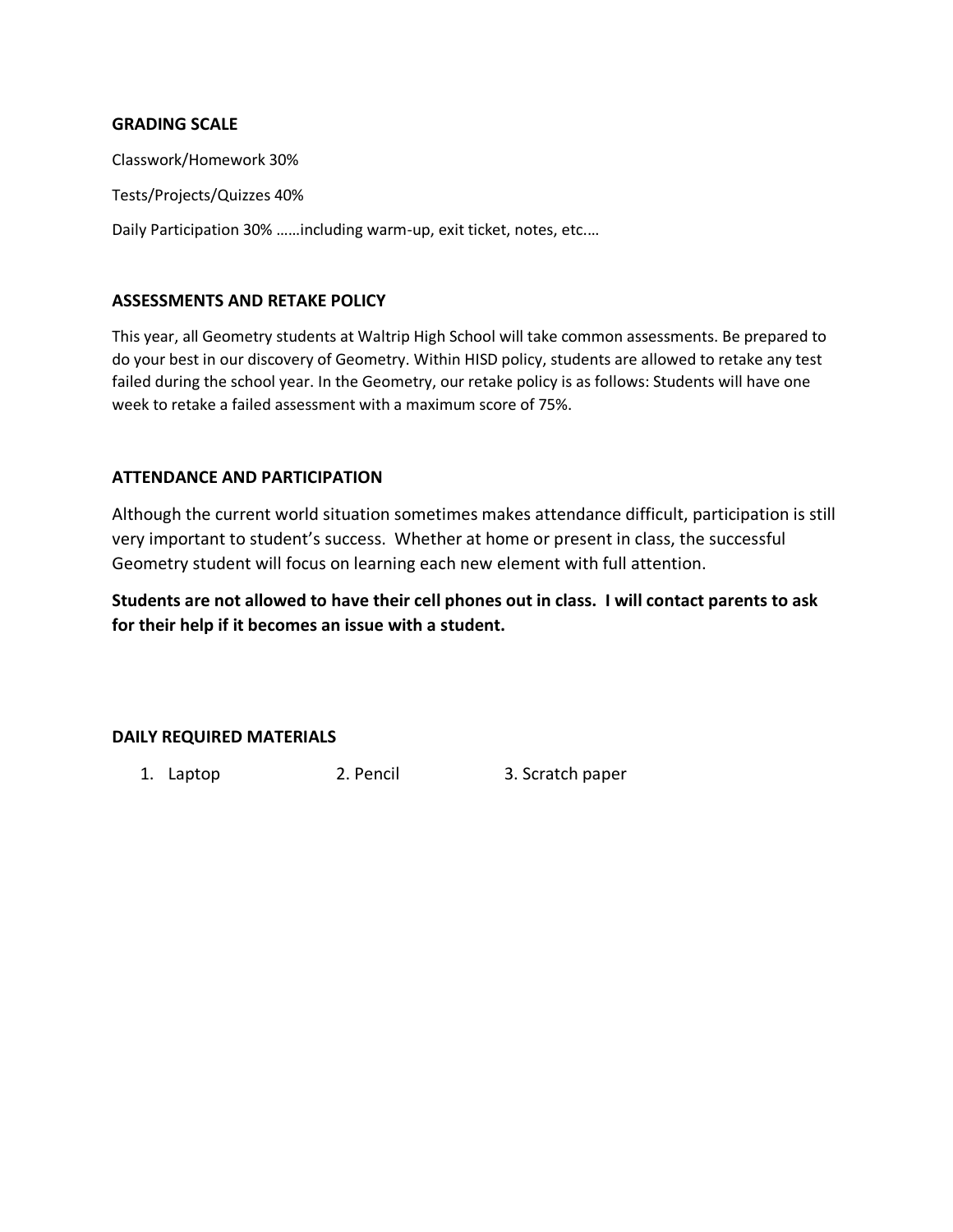### GRADING SCALE

Classwork/Homework 30%

Tests/Projects/Quizzes 40%

Daily Participation 30% ……including warm-up, exit ticket, notes, etc.…

### ASSESSMENTS AND RETAKE POLICY

This year, all Geometry students at Waltrip High School will take common assessments. Be prepared to do your best in our discovery of Geometry. Within HISD policy, students are allowed to retake any test failed during the school year. In the Geometry, our retake policy is as follows: Students will have one week to retake a failed assessment with a maximum score of 75%.

### ATTENDANCE AND PARTICIPATION

Although the current world situation sometimes makes attendance difficult, participation is still very important to student's success. Whether at home or present in class, the successful Geometry student will focus on learning each new element with full attention.

**Students are not allowed to have their cell phones out in class. I will contact parents to ask for their help if it becomes an issue with a student.**

### DAILY REQUIRED MATERIALS

1. Laptop
2. Pencil
3. Scratch paper